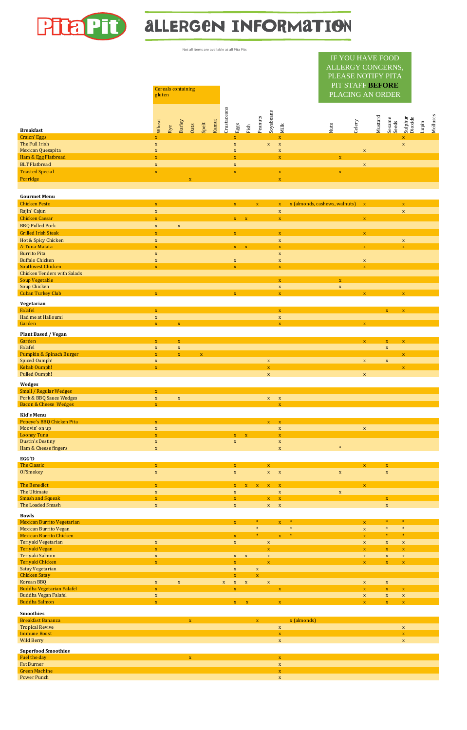# ALLERGEN INFORMATION

Not all items are available at all Pita Pits

IF YOU HAVE FOOD ALLERGY CONCERNS, PLEASE NOTIFY PITA PIT STAFF **BEFORE** PLACING AN ORDER

| | Cereals containing gluten | | | | | | | | | | | | | | | | | | |
|---|---|---|---|---|---|---|---|---|---|---|---|---|---|---|---|---|---|---|---|
| **Breakfast** | Wheat | Rye | Barley | Oats | Spelt | Kamut | Crustaceans | Eggs | Fish | Peanuts | Soyabeans | Milk | Nuts | Celery | Mustard | Sesame Seeds | Sulphur Dioxide | Lupin | Molluscs |
| Craicn' Eggs | x | | | | | | | x | | | | x | | | | | x | | |
| The Full Irish | x | | | | | | | x | | | x | x | | | | | x | | |
| Mexican Quesapita | x | | | | | | | x | | | | x | | | x | | | | |
| Ham & Egg Flatbread | x | | | | | | | x | | | | x | | x | | | | | |
| BLT Flatbread | x | | | | | | | x | | | | | | | x | | | | |
| Toasted Special | x | | | | | | | x | | | | x | | x | | | | | |
| Porridge | | | | x | | | | | | | | x | | | | | | | |
| **Gourmet Menu** | | | | | | | | | | | | | | | | | | | |
| Chicken Pesto | x | | | | | | | x | | x | | x | x (almonds, cashews, walnuts) | | x | | x | | |
| Rajin' Cajun | x | | | | | | | | | | | x | | | | | x | | |
| Chicken Caesar | x | | | | | | | x | x | | | x | | | x | | | | |
| BBQ Pulled Pork | x | | x | | | | | | | | | | | | | | | | |
| Grilled Irish Steak | x | | | | | | | x | | | | x | | | x | | | | |
| Hot & Spicy Chicken | x | | | | | | | | | | | x | | | | | x | | |
| A-Tuna-Matata | x | | | | | | | x | x | | | x | | | x | | x | | |
| Burrito Pita | x | | | | | | | | | | | x | | | | | | | |
| Buffalo Chicken | x | | | | | | | x | | | | x | | | x | | | | |
| Southwest Chicken | x | | | | | | | x | | | | x | | | x | | | | |
| Chicken Tenders with Salads | | | | | | | | | | | | | | | | | | | |
| Soup Vegetable | | | | | | | | | | | | x | | x | | | | | |
| Soup Chicken | | | | | | | | | | | | x | | x | | | | | |
| Cuban Turkey Club | x | | | | | | | x | | | | x | | | x | | x | | |
| **Vegetarian** | | | | | | | | | | | | | | | | | | | |
| Falafel | x | | | | | | | | | | | x | | | | x | x | | |
| Had me at Halloumi | x | | | | | | | | | | | x | | | | | | | |
| Garden | x | | x | | | | | | | | | x | | | x | | | | |
| **Plant Based / Vegan** | | | | | | | | | | | | | | | | | | | |
| Garden | x | | x | | | | | | | | | | | | x | x | x | | |
| Falafel | x | | x | | | | | | | | | | | | | x | | | |
| Pumpkin & Spinach Burger | x | | x | | x | | | | | | | | | | | | x | | |
| Spiced Oumph! | x | | | | | | | | | | x | | | | x | x | | | |
| Kebab Oumph! | x | | | | | | | | | | x | | | | | | x | | |
| Pulled Oumph! | | | | | | | | | | | x | | | | x | | | | |
| **Wedges** | | | | | | | | | | | | | | | | | | | |
| Small / Regular Wedges | x | | | | | | | | | | | | | | | | | | |
| Pork & BBQ Sauce Wedges | x | | x | | | | | | | | x | x | | | | | | | |
| Bacon & Cheese Wedges | x | | | | | | | | | | | x | | | | | | | |
| **Kid's Menu** | | | | | | | | | | | | | | | | | | | |
| Popeye's BBQ Chicken Pita | x | | | | | | | | | | x | x | | | | | | | |
| Moovin' on up | x | | | | | | | | | | | x | | | x | | | | |
| Looney Tuna | x | | | | | | | x | x | | | x | | | | | | | |
| Dustin's Destiny | x | | | | | | | x | | | | x | | | | | | | |
| Ham & Cheese fingers | x | | | | | | | | | | | x | | * | | | | | |
| **EGG'D** | | | | | | | | | | | | | | | | | | | |
| The Classic | x | | | | | | | x | | | x | | | | x | x | | | |
| Ol'Smokey | x | | | | | | | x | | | x | x | | x | | x | | | |
| The Benedict | x | | | | | | | x | x | x | x | x | | | x | | | | |
| The Ultimate | x | | | | | | | x | | | | x | | x | | | | | |
| Smash and Squeak | x | | | | | | | x | | | x | x | | | | x | | | |
| The Loaded Smash | x | | | | | | | x | | | x | x | | | | x | | | |
| **Bowls** | | | | | | | | | | | | | | | | | | | |
| Mexican Burrito Vegetarian | | | | | | | | x | | * | | x | * | | x | * | * | | |
| Mexican Burrito Vegan | | | | | | | | | | * | | | * | | x | * | * | | |
| Mexican Burrito Chicken | | | | | | | | x | | * | | x | * | | x | * | * | | |
| Teriyaki Vegetarian | x | | | | | | | x | | | x | | | | x | x | x | | |
| Teriyaki Vegan | x | | | | | | | | | | x | | | | x | x | x | | |
| Teriyaki Salmon | x | | | | | | | x | x | | x | | | | x | x | x | | |
| Teriyaki Chicken | x | | | | | | | x | | | x | | | | x | x | x | | |
| Satay Vegetarian | | | | | | | | x | | x | | | | | | | | | |
| Chicken Satay | | | | | | | | x | | x | | | | | | | | | |
| Korean BBQ | x | | x | | | | x | x | x | | x | | | | x | x | | | |
| Buddha Vegetarian Falafel | x | | | | | | | x | | | | x | | | x | x | x | | |
| Buddha Vegan Falafel | x | | | | | | | | | | | | | | x | x | x | | |
| Buddha Salmon | x | | | | | | | x | x | | | x | | | x | x | x | | |
| **Smoothies** | | | | | | | | | | | | | | | | | | | |
| Breakfast Bananza | | | | x | | | | | | x | | | x (almonds) | | | | | | |
| Tropical Revive | | | | | | | | | | | | x | | | | | x | | |
| Immune Boost | | | | | | | | | | | | x | | | | | x | | |
| Wild Berry | | | | | | | | | | | | x | | | | | x | | |
| **Superfood Smoothies** | | | | | | | | | | | | | | | | | | | |
| Fuel the day | | | | x | | | | | | | | x | | | | | | | |
| Fat Burner | | | | | | | | | | | | x | | | | | | | |
| Green Machine | | | | | | | | | | | | x | | | | | | | |
| Power Punch | | | | | | | | | | | | x | | | | | | | |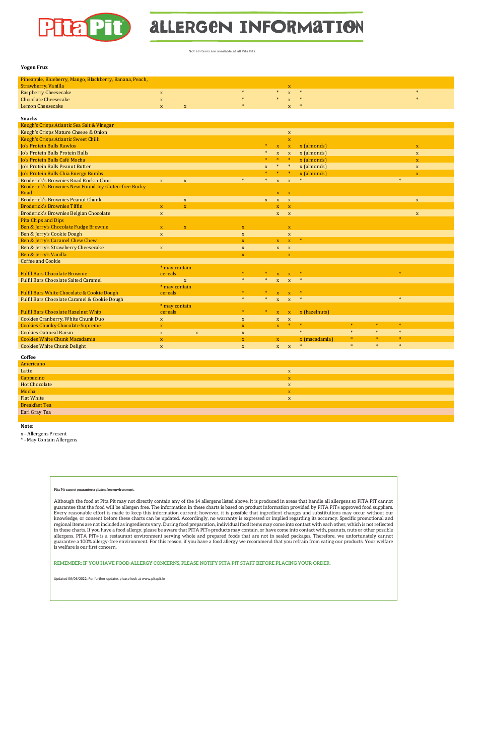# ALLERGEN INFORMATION

Not all items are available at all Pita Pits

**Yogen Fruz**

| | | | | | | | | | | | | |
|---|---|---|---|---|---|---|---|---|---|---|---|---|
| Pineapple, Blueberry, Mango, Blackberry, Banana, Peach, Strawberry, Vanilla | | | | | | | x | | | | | |
| Raspberry Cheesecake | x | | | * | | * | x | * | | | | * |
| Chocolate Cheesecake | x | | | * | | * | x | * | | | | * |
| Lemon Cheesecake | x | x | | * | | | x | * | | | | |

**Snacks**

| | | | | | | | | | | | | |
|---|---|---|---|---|---|---|---|---|---|---|---|---|
| Keogh's Crisps Atlantic Sea Salt & Vinegar | | | | | | | | | | | | |
| Keogh's Crisps Mature Cheese & Onion | | | | | | | x | | | | | |
| Keogh's Crisps Atlantic Sweet Chilli | | | | | | | x | | | | | |
| Jo's Protein Balls Rawlos | | | | | * | x | x | x (almonds) | | | | x |
| Jo's Protein Balls Protein Balls | | | | | * | x | x | x (almonds) | | | | x |
| Jo's Protein Balls Café Mocha | | | | | * | * | * | x (almonds) | | | | x |
| Jo's Protein Balls Peanut Butter | | | | | x | * | * | x (almonds) | | | | x |
| Jo's Protein Balls Chia Energy Bombs | | | | | * | * | * | x (almonds) | | | | x |
| Broderick's Brownies Road Rockin Choc | x | x | | * | * | x | x | * | | | * | |
| Broderick's Brownies New Found Joy Gluten-free Rocky Road | | | | | | x | x | | | | | |
| Broderick's Brownies Peanut Chunk | | x | | | x | x | x | | | | | x |
| Broderick's Brownies Tiffin | x | x | | | | x | x | | | | | |
| Broderick's Brownies Belgian Chocolate | x | | | | | x | x | | | | | x |
| Pita Chips and Dips | | | | | | | | | | | | |
| Ben & Jerry's Chocolate Fudge Brownie | x | x | | x | | | x | | | | | |
| Ben & Jerry's Cookie Dough | x | | | x | | | x | | | | | |
| Ben & Jerry's Caramel Chew Chew | | | | x | | x | x | * | | | | |
| Ben & Jerry's Strawberry Cheesecake | x | | | x | | x | x | | | | | |
| Ben & Jerry's Vanilla | | | | x | | | x | | | | | |
| Coffee and Cookie | | | | | | | | | | | | |
| Fulfil Bars Chocolate Brownie | * may contain cereals | | | * | * | x | x | * | | | * | |
| Fulfil Bars Chocolate Salted Caramel | | x | | * | * | x | x | * | | | | |
| Fulfil Bars White Chocolate & Cookie Dough | * may contain cereals | | | * | * | x | x | * | | | | |
| Fulfil Bars Chocolate Caramel & Cookie Dough | | | | * | * | x | x | * | | | * | |
| Fulfil Bars Chocolate Hazelnut Whip | * may contain cereals | | | * | * | x | x | x (hazelnuts) | | | | |
| Cookies Cranberry, White Chunk Duo | x | | | x | | x | x | | | | | |
| Cookies Chunky Chocolate Supreme | x | | | x | | x | * | * | * | * | * | |
| Cookies Oatmeal Raisin | x | | x | x | | | | * | * | * | * | |
| Cookies White Chunk Macadamia | x | | | x | | x | | x (macadamia) | * | * | * | |
| Cookies White Chunk Delight | x | | | x | | x | x | * | * | * | * | |

**Coffee**

| | | | | | | | | | | | | |
|---|---|---|---|---|---|---|---|---|---|---|---|---|
| Americano | | | | | | | | | | | | |
| Latte | | | | | | | x | | | | | |
| Cappucino | | | | | | | x | | | | | |
| Hot Chocolate | | | | | | | x | | | | | |
| Mocha | | | | | | | x | | | | | |
| Flat White | | | | | | | x | | | | | |
| Breakfast Tea | | | | | | | | | | | | |
| Earl Gray Tea | | | | | | | | | | | | |

**Note:**

x - Allergens Present

* - May Contain Allergens

**Pita Pit cannot guarantee a gluten free environment.**

Although the food at Pita Pit may not directly contain any of the 14 allergens listed above, it is produced in areas that handle all allergens so PITA PIT cannot guarantee that the food will be allergen free. The information in these charts is based on product information provided by PITA PIT® approved food suppliers. Every reasonable effort is made to keep this information current; however, it is possible that ingredient changes and substitutions may occur without our knowledge, or consent before these charts can be updated. Accordingly, no warranty is expressed or implied regarding its accuracy. Specific promotional and regional items are not included as ingredients vary. During food preparation, individual food items may come into contact with each other, which is not reflected in these charts. If you have a food allergy, please be aware that PITA PIT® products may contain, or have come into contact with, peanuts, nuts or other possible allergens. PITA PIT® is a restaurant environment serving whole and prepared foods that are not in sealed packages. Therefore, we unfortunately cannot guarantee a 100% allergy-free environment. For this reason, if you have a food allergy we recommend that you refrain from eating our products. Your welfare is welfare is our first concern.

**REMEMBER: IF YOU HAVE FOOD ALLERGY CONCERNS, PLEASE NOTIFY PITA PIT STAFF BEFORE PLACING YOUR ORDER.**

Updated 06/06/2022. For further updates please look at www.pitapit.ie